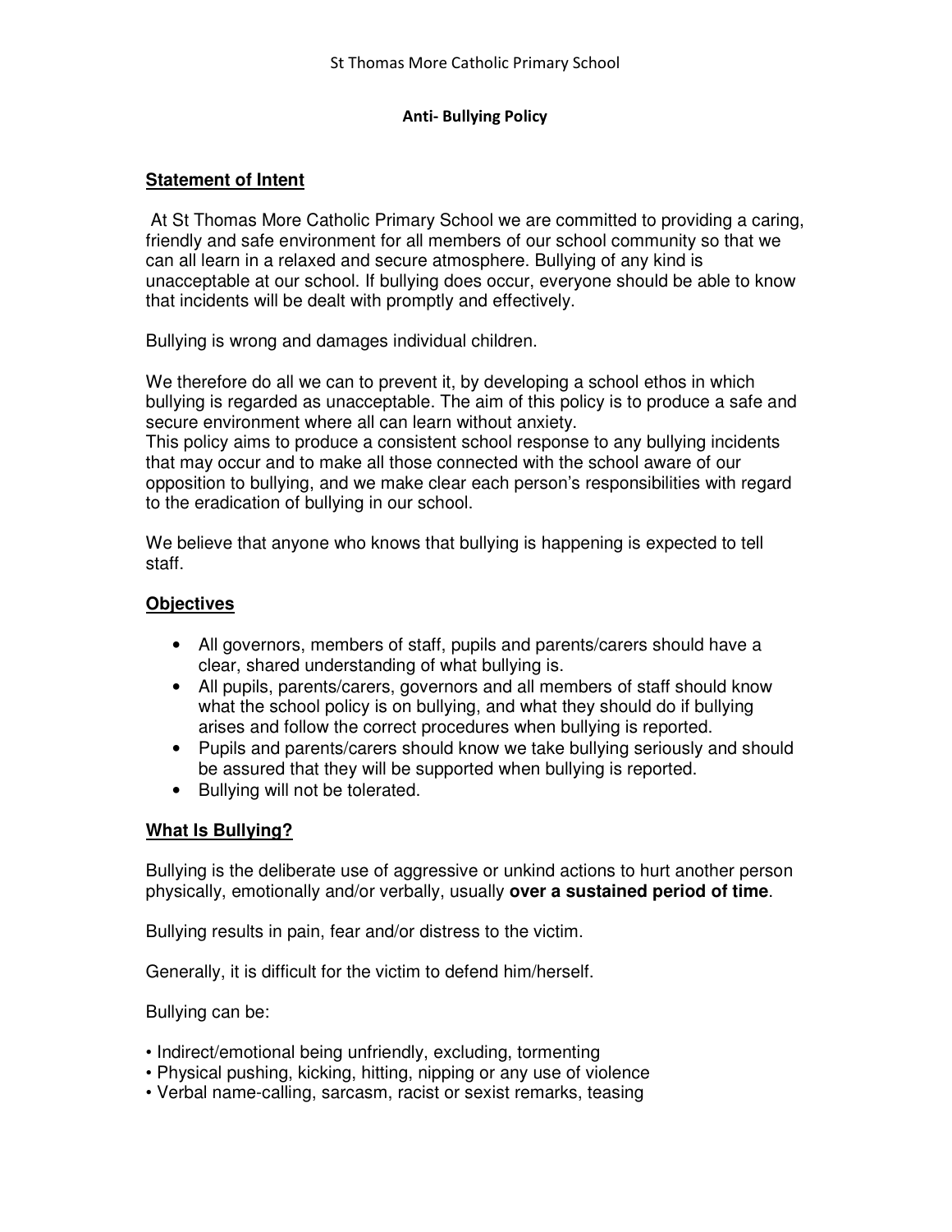St Thomas More Catholic Primary School

# Anti- Bullying Policy

## Statement of Intent

At St Thomas More Catholic Primary School we are committed to providing a caring, friendly and safe environment for all members of our school community so that we can all learn in a relaxed and secure atmosphere. Bullying of any kind is unacceptable at our school. If bullying does occur, everyone should be able to know that incidents will be dealt with promptly and effectively.

Bullying is wrong and damages individual children.

We therefore do all we can to prevent it, by developing a school ethos in which bullying is regarded as unacceptable. The aim of this policy is to produce a safe and secure environment where all can learn without anxiety.
This policy aims to produce a consistent school response to any bullying incidents that may occur and to make all those connected with the school aware of our opposition to bullying, and we make clear each person's responsibilities with regard to the eradication of bullying in our school.

We believe that anyone who knows that bullying is happening is expected to tell staff.

## Objectives

- All governors, members of staff, pupils and parents/carers should have a clear, shared understanding of what bullying is.
- All pupils, parents/carers, governors and all members of staff should know what the school policy is on bullying, and what they should do if bullying arises and follow the correct procedures when bullying is reported.
- Pupils and parents/carers should know we take bullying seriously and should be assured that they will be supported when bullying is reported.
- Bullying will not be tolerated.

## What Is Bullying?

Bullying is the deliberate use of aggressive or unkind actions to hurt another person physically, emotionally and/or verbally, usually **over a sustained period of time**.

Bullying results in pain, fear and/or distress to the victim.

Generally, it is difficult for the victim to defend him/herself.

Bullying can be:

- Indirect/emotional being unfriendly, excluding, tormenting
- Physical pushing, kicking, hitting, nipping or any use of violence
- Verbal name-calling, sarcasm, racist or sexist remarks, teasing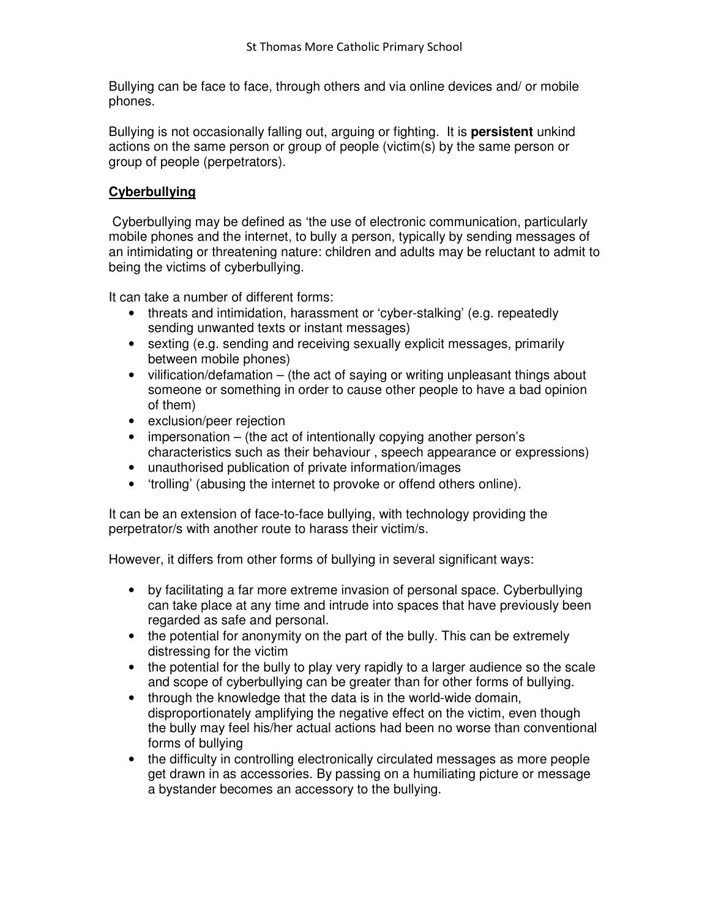Bullying can be face to face, through others and via online devices and/ or mobile phones.

Bullying is not occasionally falling out, arguing or fighting. It is **persistent** unkind actions on the same person or group of people (victim(s) by the same person or group of people (perpetrators).

**<u>Cyberbullying</u>**

Cyberbullying may be defined as 'the use of electronic communication, particularly mobile phones and the internet, to bully a person, typically by sending messages of an intimidating or threatening nature: children and adults may be reluctant to admit to being the victims of cyberbullying.

It can take a number of different forms:

- threats and intimidation, harassment or 'cyber-stalking' (e.g. repeatedly sending unwanted texts or instant messages)
- sexting (e.g. sending and receiving sexually explicit messages, primarily between mobile phones)
- vilification/defamation – (the act of saying or writing unpleasant things about someone or something in order to cause other people to have a bad opinion of them)
- exclusion/peer rejection
- impersonation – (the act of intentionally copying another person's characteristics such as their behaviour , speech appearance or expressions)
- unauthorised publication of private information/images
- 'trolling' (abusing the internet to provoke or offend others online).

It can be an extension of face-to-face bullying, with technology providing the perpetrator/s with another route to harass their victim/s.

However, it differs from other forms of bullying in several significant ways:

- by facilitating a far more extreme invasion of personal space. Cyberbullying can take place at any time and intrude into spaces that have previously been regarded as safe and personal.
- the potential for anonymity on the part of the bully. This can be extremely distressing for the victim
- the potential for the bully to play very rapidly to a larger audience so the scale and scope of cyberbullying can be greater than for other forms of bullying.
- through the knowledge that the data is in the world-wide domain, disproportionately amplifying the negative effect on the victim, even though the bully may feel his/her actual actions had been no worse than conventional forms of bullying
- the difficulty in controlling electronically circulated messages as more people get drawn in as accessories. By passing on a humiliating picture or message a bystander becomes an accessory to the bullying.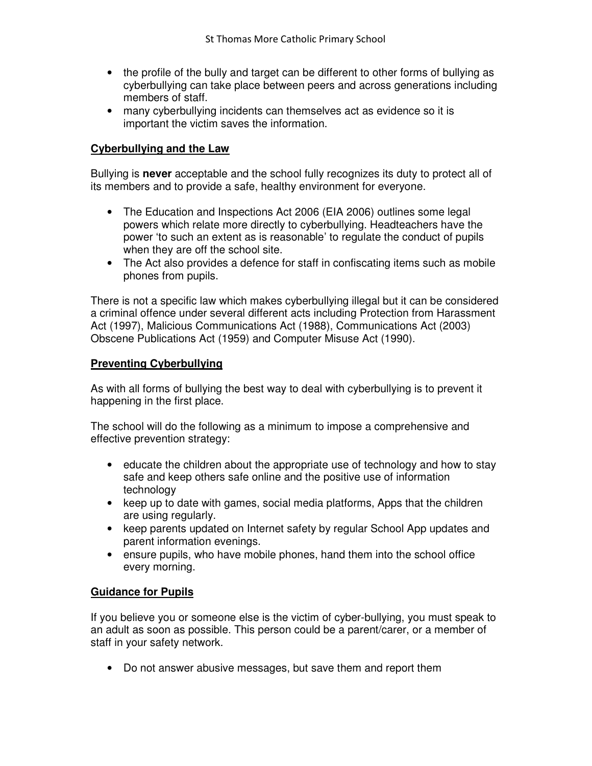- the profile of the bully and target can be different to other forms of bullying as cyberbullying can take place between peers and across generations including members of staff.
- many cyberbullying incidents can themselves act as evidence so it is important the victim saves the information.

## Cyberbullying and the Law

Bullying is **never** acceptable and the school fully recognizes its duty to protect all of its members and to provide a safe, healthy environment for everyone.

- The Education and Inspections Act 2006 (EIA 2006) outlines some legal powers which relate more directly to cyberbullying. Headteachers have the power 'to such an extent as is reasonable' to regulate the conduct of pupils when they are off the school site.
- The Act also provides a defence for staff in confiscating items such as mobile phones from pupils.

There is not a specific law which makes cyberbullying illegal but it can be considered a criminal offence under several different acts including Protection from Harassment Act (1997), Malicious Communications Act (1988), Communications Act (2003) Obscene Publications Act (1959) and Computer Misuse Act (1990).

## Preventing Cyberbullying

As with all forms of bullying the best way to deal with cyberbullying is to prevent it happening in the first place.

The school will do the following as a minimum to impose a comprehensive and effective prevention strategy:

- educate the children about the appropriate use of technology and how to stay safe and keep others safe online and the positive use of information technology
- keep up to date with games, social media platforms, Apps that the children are using regularly.
- keep parents updated on Internet safety by regular School App updates and parent information evenings.
- ensure pupils, who have mobile phones, hand them into the school office every morning.

## Guidance for Pupils

If you believe you or someone else is the victim of cyber-bullying, you must speak to an adult as soon as possible. This person could be a parent/carer, or a member of staff in your safety network.

- Do not answer abusive messages, but save them and report them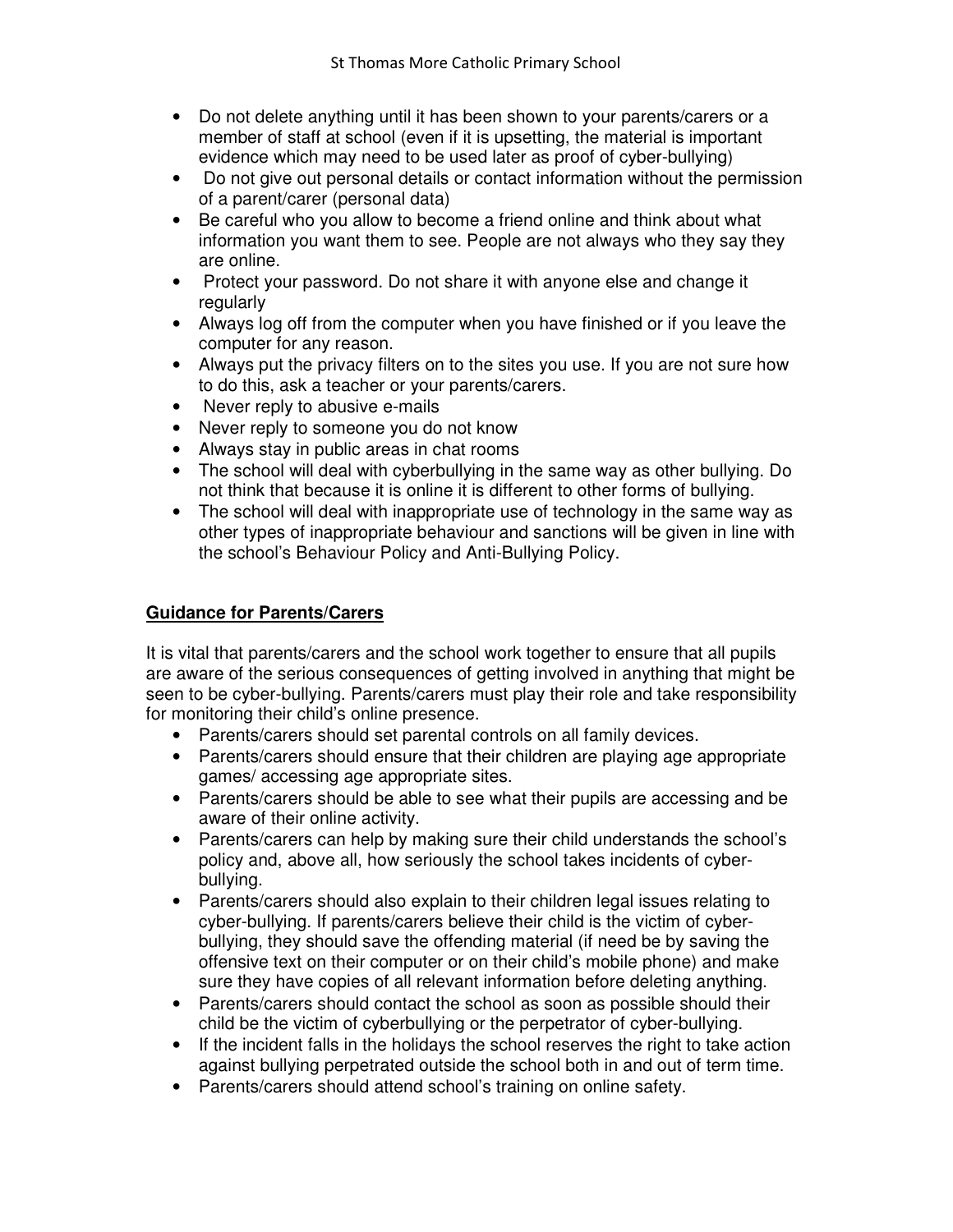- Do not delete anything until it has been shown to your parents/carers or a member of staff at school (even if it is upsetting, the material is important evidence which may need to be used later as proof of cyber-bullying)
- Do not give out personal details or contact information without the permission of a parent/carer (personal data)
- Be careful who you allow to become a friend online and think about what information you want them to see. People are not always who they say they are online.
- Protect your password. Do not share it with anyone else and change it regularly
- Always log off from the computer when you have finished or if you leave the computer for any reason.
- Always put the privacy filters on to the sites you use. If you are not sure how to do this, ask a teacher or your parents/carers.
- Never reply to abusive e-mails
- Never reply to someone you do not know
- Always stay in public areas in chat rooms
- The school will deal with cyberbullying in the same way as other bullying. Do not think that because it is online it is different to other forms of bullying.
- The school will deal with inappropriate use of technology in the same way as other types of inappropriate behaviour and sanctions will be given in line with the school's Behaviour Policy and Anti-Bullying Policy.

**Guidance for Parents/Carers**

It is vital that parents/carers and the school work together to ensure that all pupils are aware of the serious consequences of getting involved in anything that might be seen to be cyber-bullying. Parents/carers must play their role and take responsibility for monitoring their child's online presence.

- Parents/carers should set parental controls on all family devices.
- Parents/carers should ensure that their children are playing age appropriate games/ accessing age appropriate sites.
- Parents/carers should be able to see what their pupils are accessing and be aware of their online activity.
- Parents/carers can help by making sure their child understands the school's policy and, above all, how seriously the school takes incidents of cyber-bullying.
- Parents/carers should also explain to their children legal issues relating to cyber-bullying. If parents/carers believe their child is the victim of cyber-bullying, they should save the offending material (if need be by saving the offensive text on their computer or on their child's mobile phone) and make sure they have copies of all relevant information before deleting anything.
- Parents/carers should contact the school as soon as possible should their child be the victim of cyberbullying or the perpetrator of cyber-bullying.
- If the incident falls in the holidays the school reserves the right to take action against bullying perpetrated outside the school both in and out of term time.
- Parents/carers should attend school's training on online safety.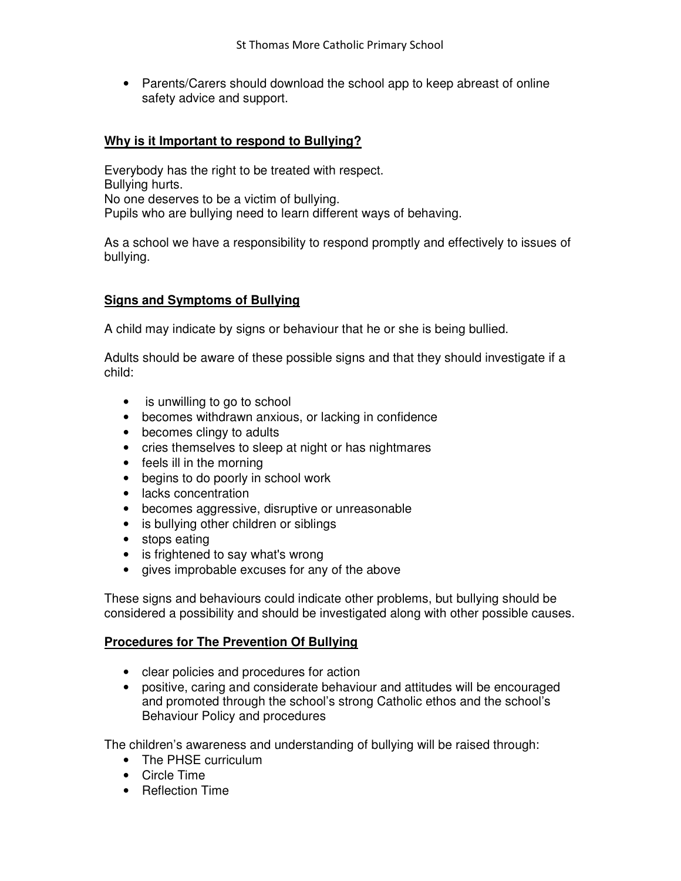- Parents/Carers should download the school app to keep abreast of online safety advice and support.

## **Why is it Important to respond to Bullying?**

Everybody has the right to be treated with respect.
Bullying hurts.
No one deserves to be a victim of bullying.
Pupils who are bullying need to learn different ways of behaving.

As a school we have a responsibility to respond promptly and effectively to issues of bullying.

## **Signs and Symptoms of Bullying**

A child may indicate by signs or behaviour that he or she is being bullied.

Adults should be aware of these possible signs and that they should investigate if a child:

- is unwilling to go to school
- becomes withdrawn anxious, or lacking in confidence
- becomes clingy to adults
- cries themselves to sleep at night or has nightmares
- feels ill in the morning
- begins to do poorly in school work
- lacks concentration
- becomes aggressive, disruptive or unreasonable
- is bullying other children or siblings
- stops eating
- is frightened to say what's wrong
- gives improbable excuses for any of the above

These signs and behaviours could indicate other problems, but bullying should be considered a possibility and should be investigated along with other possible causes.

## **Procedures for The Prevention Of Bullying**

- clear policies and procedures for action
- positive, caring and considerate behaviour and attitudes will be encouraged and promoted through the school's strong Catholic ethos and the school's Behaviour Policy and procedures

The children's awareness and understanding of bullying will be raised through:

- The PHSE curriculum
- Circle Time
- Reflection Time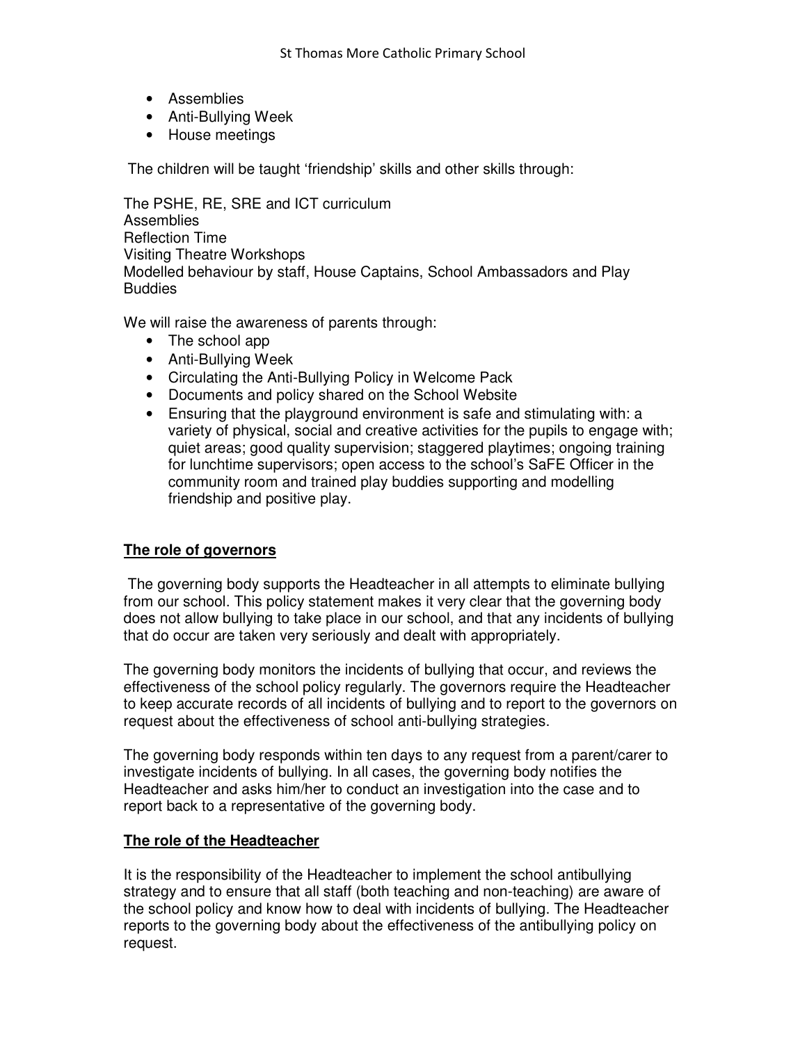- Assemblies
- Anti-Bullying Week
- House meetings

The children will be taught 'friendship' skills and other skills through:

The PSHE, RE, SRE and ICT curriculum
Assemblies
Reflection Time
Visiting Theatre Workshops
Modelled behaviour by staff, House Captains, School Ambassadors and Play Buddies

We will raise the awareness of parents through:

- The school app
- Anti-Bullying Week
- Circulating the Anti-Bullying Policy in Welcome Pack
- Documents and policy shared on the School Website
- Ensuring that the playground environment is safe and stimulating with: a variety of physical, social and creative activities for the pupils to engage with; quiet areas; good quality supervision; staggered playtimes; ongoing training for lunchtime supervisors; open access to the school's SaFE Officer in the community room and trained play buddies supporting and modelling friendship and positive play.

## The role of governors

The governing body supports the Headteacher in all attempts to eliminate bullying from our school. This policy statement makes it very clear that the governing body does not allow bullying to take place in our school, and that any incidents of bullying that do occur are taken very seriously and dealt with appropriately.

The governing body monitors the incidents of bullying that occur, and reviews the effectiveness of the school policy regularly. The governors require the Headteacher to keep accurate records of all incidents of bullying and to report to the governors on request about the effectiveness of school anti-bullying strategies.

The governing body responds within ten days to any request from a parent/carer to investigate incidents of bullying. In all cases, the governing body notifies the Headteacher and asks him/her to conduct an investigation into the case and to report back to a representative of the governing body.

## The role of the Headteacher

It is the responsibility of the Headteacher to implement the school antibullying strategy and to ensure that all staff (both teaching and non-teaching) are aware of the school policy and know how to deal with incidents of bullying. The Headteacher reports to the governing body about the effectiveness of the antibullying policy on request.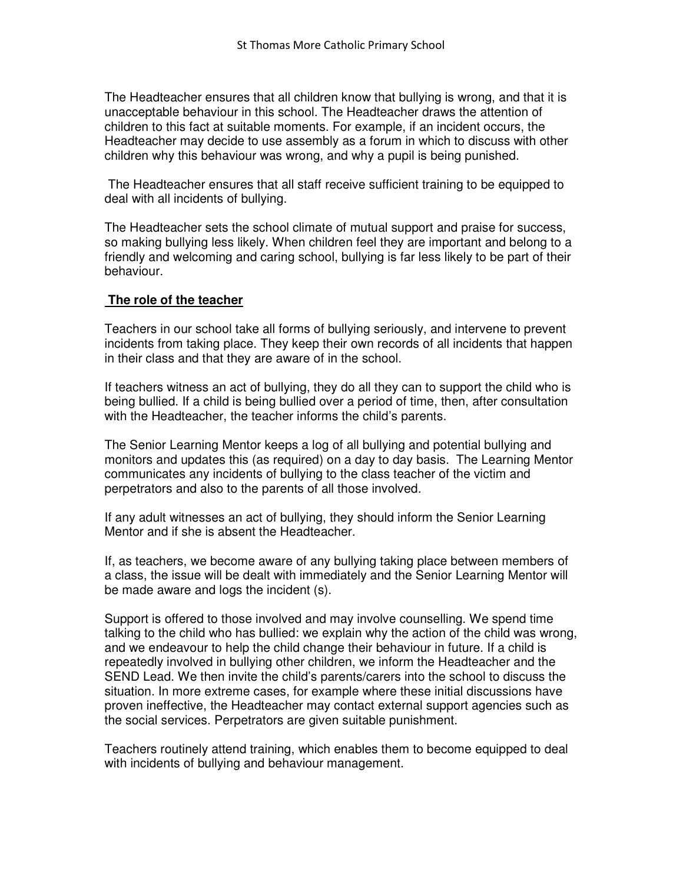The Headteacher ensures that all children know that bullying is wrong, and that it is unacceptable behaviour in this school. The Headteacher draws the attention of children to this fact at suitable moments. For example, if an incident occurs, the Headteacher may decide to use assembly as a forum in which to discuss with other children why this behaviour was wrong, and why a pupil is being punished.

The Headteacher ensures that all staff receive sufficient training to be equipped to deal with all incidents of bullying.

The Headteacher sets the school climate of mutual support and praise for success, so making bullying less likely. When children feel they are important and belong to a friendly and welcoming and caring school, bullying is far less likely to be part of their behaviour.

## <u>**The role of the teacher**</u>

Teachers in our school take all forms of bullying seriously, and intervene to prevent incidents from taking place. They keep their own records of all incidents that happen in their class and that they are aware of in the school.

If teachers witness an act of bullying, they do all they can to support the child who is being bullied. If a child is being bullied over a period of time, then, after consultation with the Headteacher, the teacher informs the child's parents.

The Senior Learning Mentor keeps a log of all bullying and potential bullying and monitors and updates this (as required) on a day to day basis. The Learning Mentor communicates any incidents of bullying to the class teacher of the victim and perpetrators and also to the parents of all those involved.

If any adult witnesses an act of bullying, they should inform the Senior Learning Mentor and if she is absent the Headteacher.

If, as teachers, we become aware of any bullying taking place between members of a class, the issue will be dealt with immediately and the Senior Learning Mentor will be made aware and logs the incident (s).

Support is offered to those involved and may involve counselling. We spend time talking to the child who has bullied: we explain why the action of the child was wrong, and we endeavour to help the child change their behaviour in future. If a child is repeatedly involved in bullying other children, we inform the Headteacher and the SEND Lead. We then invite the child's parents/carers into the school to discuss the situation. In more extreme cases, for example where these initial discussions have proven ineffective, the Headteacher may contact external support agencies such as the social services. Perpetrators are given suitable punishment.

Teachers routinely attend training, which enables them to become equipped to deal with incidents of bullying and behaviour management.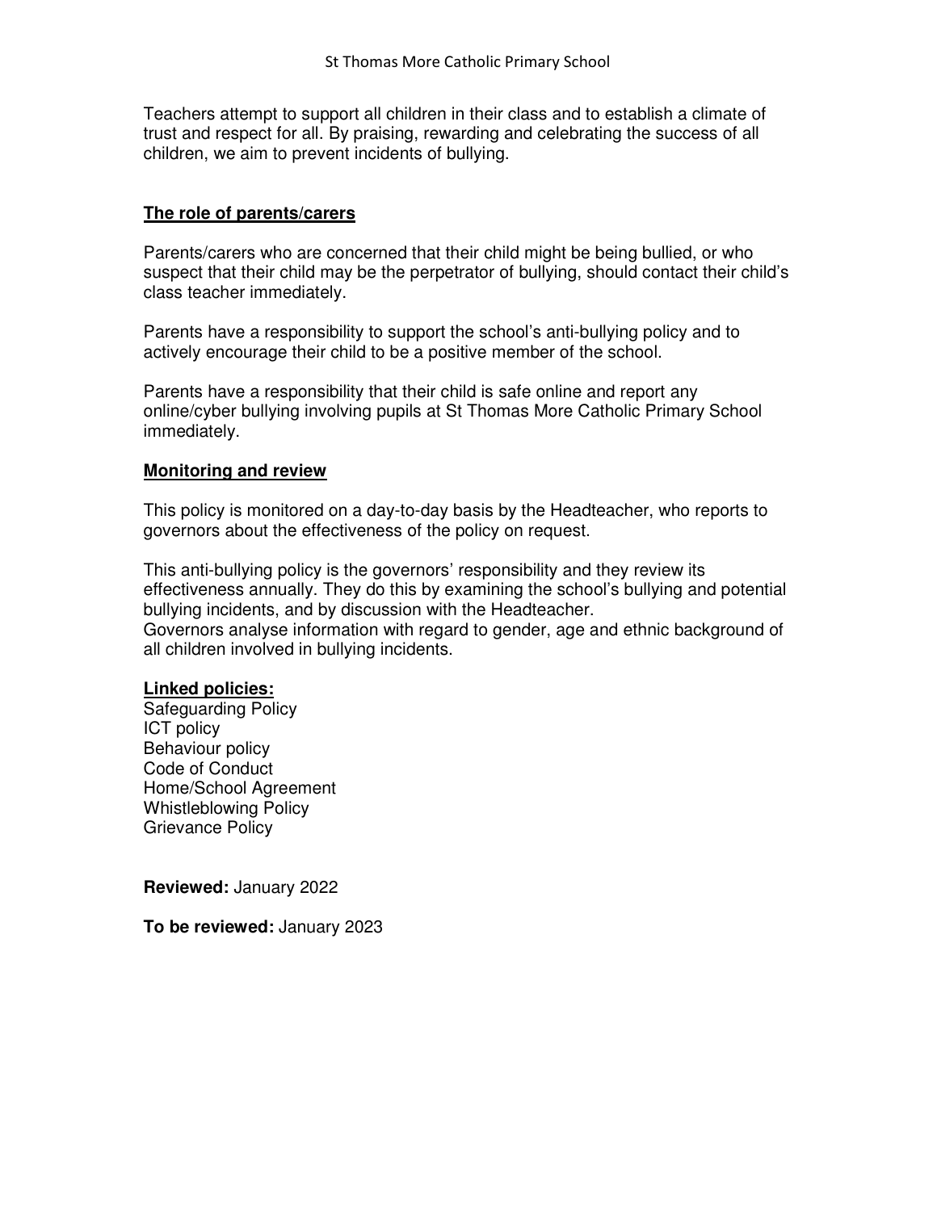Teachers attempt to support all children in their class and to establish a climate of trust and respect for all. By praising, rewarding and celebrating the success of all children, we aim to prevent incidents of bullying.

## The role of parents/carers

Parents/carers who are concerned that their child might be being bullied, or who suspect that their child may be the perpetrator of bullying, should contact their child's class teacher immediately.

Parents have a responsibility to support the school's anti-bullying policy and to actively encourage their child to be a positive member of the school.

Parents have a responsibility that their child is safe online and report any online/cyber bullying involving pupils at St Thomas More Catholic Primary School immediately.

## Monitoring and review

This policy is monitored on a day-to-day basis by the Headteacher, who reports to governors about the effectiveness of the policy on request.

This anti-bullying policy is the governors' responsibility and they review its effectiveness annually. They do this by examining the school's bullying and potential bullying incidents, and by discussion with the Headteacher.
Governors analyse information with regard to gender, age and ethnic background of all children involved in bullying incidents.

## Linked policies:

Safeguarding Policy
ICT policy
Behaviour policy
Code of Conduct
Home/School Agreement
Whistleblowing Policy
Grievance Policy

**Reviewed:** January 2022

**To be reviewed:** January 2023